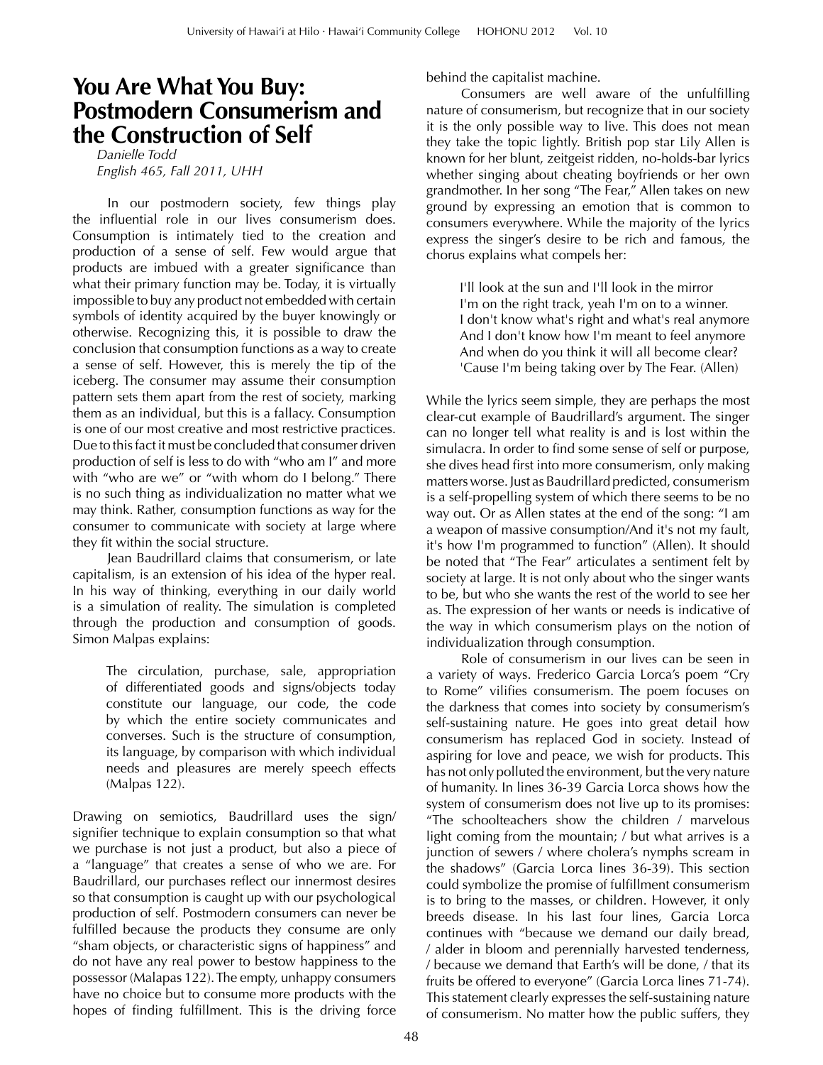# You Are What You Buy: Postmodern Consumerism and the Construction of Self

*Danielle Todd*
*English 465, Fall 2011, UHH*

In our postmodern society, few things play the influential role in our lives consumerism does. Consumption is intimately tied to the creation and production of a sense of self. Few would argue that products are imbued with a greater significance than what their primary function may be. Today, it is virtually impossible to buy any product not embedded with certain symbols of identity acquired by the buyer knowingly or otherwise. Recognizing this, it is possible to draw the conclusion that consumption functions as a way to create a sense of self. However, this is merely the tip of the iceberg. The consumer may assume their consumption pattern sets them apart from the rest of society, marking them as an individual, but this is a fallacy. Consumption is one of our most creative and most restrictive practices. Due to this fact it must be concluded that consumer driven production of self is less to do with "who am I" and more with "who are we" or "with whom do I belong." There is no such thing as individualization no matter what we may think. Rather, consumption functions as way for the consumer to communicate with society at large where they fit within the social structure.

Jean Baudrillard claims that consumerism, or late capitalism, is an extension of his idea of the hyper real. In his way of thinking, everything in our daily world is a simulation of reality. The simulation is completed through the production and consumption of goods. Simon Malpas explains:

> The circulation, purchase, sale, appropriation of differentiated goods and signs/objects today constitute our language, our code, the code by which the entire society communicates and converses. Such is the structure of consumption, its language, by comparison with which individual needs and pleasures are merely speech effects (Malpas 122).

Drawing on semiotics, Baudrillard uses the sign/signifier technique to explain consumption so that what we purchase is not just a product, but also a piece of a "language" that creates a sense of who we are. For Baudrillard, our purchases reflect our innermost desires so that consumption is caught up with our psychological production of self. Postmodern consumers can never be fulfilled because the products they consume are only "sham objects, or characteristic signs of happiness" and do not have any real power to bestow happiness to the possessor (Malapas 122). The empty, unhappy consumers have no choice but to consume more products with the hopes of finding fulfillment. This is the driving force behind the capitalist machine.

Consumers are well aware of the unfulfilling nature of consumerism, but recognize that in our society it is the only possible way to live. This does not mean they take the topic lightly. British pop star Lily Allen is known for her blunt, zeitgeist ridden, no-holds-bar lyrics whether singing about cheating boyfriends or her own grandmother. In her song "The Fear," Allen takes on new ground by expressing an emotion that is common to consumers everywhere. While the majority of the lyrics express the singer's desire to be rich and famous, the chorus explains what compels her:

> I'll look at the sun and I'll look in the mirror
> I'm on the right track, yeah I'm on to a winner.
> I don't know what's right and what's real anymore
> And I don't know how I'm meant to feel anymore
> And when do you think it will all become clear?
> 'Cause I'm being taking over by The Fear. (Allen)

While the lyrics seem simple, they are perhaps the most clear-cut example of Baudrillard's argument. The singer can no longer tell what reality is and is lost within the simulacra. In order to find some sense of self or purpose, she dives head first into more consumerism, only making matters worse. Just as Baudrillard predicted, consumerism is a self-propelling system of which there seems to be no way out. Or as Allen states at the end of the song: "I am a weapon of massive consumption/And it's not my fault, it's how I'm programmed to function" (Allen). It should be noted that "The Fear" articulates a sentiment felt by society at large. It is not only about who the singer wants to be, but who she wants the rest of the world to see her as. The expression of her wants or needs is indicative of the way in which consumerism plays on the notion of individualization through consumption.

Role of consumerism in our lives can be seen in a variety of ways. Frederico Garcia Lorca's poem "Cry to Rome" vilifies consumerism. The poem focuses on the darkness that comes into society by consumerism's self-sustaining nature. He goes into great detail how consumerism has replaced God in society. Instead of aspiring for love and peace, we wish for products. This has not only polluted the environment, but the very nature of humanity. In lines 36-39 Garcia Lorca shows how the system of consumerism does not live up to its promises: "The schoolteachers show the children / marvelous light coming from the mountain; / but what arrives is a junction of sewers / where cholera's nymphs scream in the shadows" (Garcia Lorca lines 36-39). This section could symbolize the promise of fulfillment consumerism is to bring to the masses, or children. However, it only breeds disease. In his last four lines, Garcia Lorca continues with "because we demand our daily bread, / alder in bloom and perennially harvested tenderness, / because we demand that Earth's will be done, / that its fruits be offered to everyone" (Garcia Lorca lines 71-74). This statement clearly expresses the self-sustaining nature of consumerism. No matter how the public suffers, they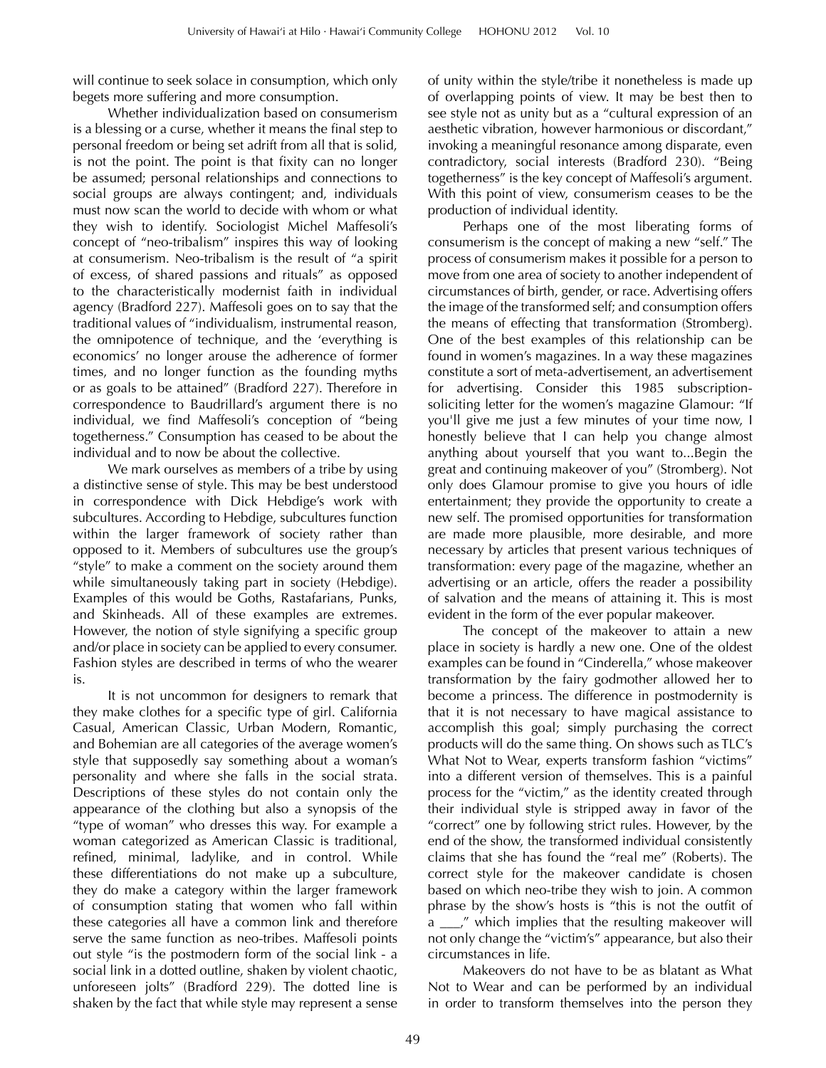will continue to seek solace in consumption, which only begets more suffering and more consumption.

Whether individualization based on consumerism is a blessing or a curse, whether it means the final step to personal freedom or being set adrift from all that is solid, is not the point. The point is that fixity can no longer be assumed; personal relationships and connections to social groups are always contingent; and, individuals must now scan the world to decide with whom or what they wish to identify. Sociologist Michel Maffesoli's concept of "neo-tribalism" inspires this way of looking at consumerism. Neo-tribalism is the result of "a spirit of excess, of shared passions and rituals" as opposed to the characteristically modernist faith in individual agency (Bradford 227). Maffesoli goes on to say that the traditional values of "individualism, instrumental reason, the omnipotence of technique, and the 'everything is economics' no longer arouse the adherence of former times, and no longer function as the founding myths or as goals to be attained" (Bradford 227). Therefore in correspondence to Baudrillard's argument there is no individual, we find Maffesoli's conception of "being togetherness." Consumption has ceased to be about the individual and to now be about the collective.

We mark ourselves as members of a tribe by using a distinctive sense of style. This may be best understood in correspondence with Dick Hebdige's work with subcultures. According to Hebdige, subcultures function within the larger framework of society rather than opposed to it. Members of subcultures use the group's "style" to make a comment on the society around them while simultaneously taking part in society (Hebdige). Examples of this would be Goths, Rastafarians, Punks, and Skinheads. All of these examples are extremes. However, the notion of style signifying a specific group and/or place in society can be applied to every consumer. Fashion styles are described in terms of who the wearer is.

It is not uncommon for designers to remark that they make clothes for a specific type of girl. California Casual, American Classic, Urban Modern, Romantic, and Bohemian are all categories of the average women's style that supposedly say something about a woman's personality and where she falls in the social strata. Descriptions of these styles do not contain only the appearance of the clothing but also a synopsis of the "type of woman" who dresses this way. For example a woman categorized as American Classic is traditional, refined, minimal, ladylike, and in control. While these differentiations do not make up a subculture, they do make a category within the larger framework of consumption stating that women who fall within these categories all have a common link and therefore serve the same function as neo-tribes. Maffesoli points out style "is the postmodern form of the social link - a social link in a dotted outline, shaken by violent chaotic, unforeseen jolts" (Bradford 229). The dotted line is shaken by the fact that while style may represent a sense of unity within the style/tribe it nonetheless is made up of overlapping points of view. It may be best then to see style not as unity but as a "cultural expression of an aesthetic vibration, however harmonious or discordant," invoking a meaningful resonance among disparate, even contradictory, social interests (Bradford 230). "Being togetherness" is the key concept of Maffesoli's argument. With this point of view, consumerism ceases to be the production of individual identity.

Perhaps one of the most liberating forms of consumerism is the concept of making a new "self." The process of consumerism makes it possible for a person to move from one area of society to another independent of circumstances of birth, gender, or race. Advertising offers the image of the transformed self; and consumption offers the means of effecting that transformation (Stromberg). One of the best examples of this relationship can be found in women's magazines. In a way these magazines constitute a sort of meta-advertisement, an advertisement for advertising. Consider this 1985 subscription-soliciting letter for the women's magazine Glamour: "If you'll give me just a few minutes of your time now, I honestly believe that I can help you change almost anything about yourself that you want to...Begin the great and continuing makeover of you" (Stromberg). Not only does Glamour promise to give you hours of idle entertainment; they provide the opportunity to create a new self. The promised opportunities for transformation are made more plausible, more desirable, and more necessary by articles that present various techniques of transformation: every page of the magazine, whether an advertising or an article, offers the reader a possibility of salvation and the means of attaining it. This is most evident in the form of the ever popular makeover.

The concept of the makeover to attain a new place in society is hardly a new one. One of the oldest examples can be found in "Cinderella," whose makeover transformation by the fairy godmother allowed her to become a princess. The difference in postmodernity is that it is not necessary to have magical assistance to accomplish this goal; simply purchasing the correct products will do the same thing. On shows such as TLC's What Not to Wear, experts transform fashion "victims" into a different version of themselves. This is a painful process for the "victim," as the identity created through their individual style is stripped away in favor of the "correct" one by following strict rules. However, by the end of the show, the transformed individual consistently claims that she has found the "real me" (Roberts). The correct style for the makeover candidate is chosen based on which neo-tribe they wish to join. A common phrase by the show's hosts is "this is not the outfit of a ___," which implies that the resulting makeover will not only change the "victim's" appearance, but also their circumstances in life.

Makeovers do not have to be as blatant as What Not to Wear and can be performed by an individual in order to transform themselves into the person they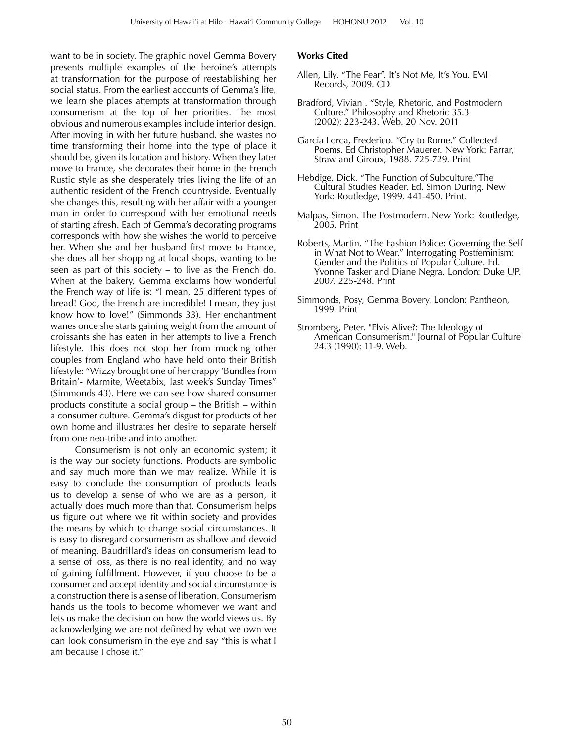want to be in society. The graphic novel Gemma Bovery presents multiple examples of the heroine's attempts at transformation for the purpose of reestablishing her social status. From the earliest accounts of Gemma's life, we learn she places attempts at transformation through consumerism at the top of her priorities. The most obvious and numerous examples include interior design. After moving in with her future husband, she wastes no time transforming their home into the type of place it should be, given its location and history. When they later move to France, she decorates their home in the French Rustic style as she desperately tries living the life of an authentic resident of the French countryside. Eventually she changes this, resulting with her affair with a younger man in order to correspond with her emotional needs of starting afresh. Each of Gemma's decorating programs corresponds with how she wishes the world to perceive her. When she and her husband first move to France, she does all her shopping at local shops, wanting to be seen as part of this society – to live as the French do. When at the bakery, Gemma exclaims how wonderful the French way of life is: "I mean, 25 different types of bread! God, the French are incredible! I mean, they just know how to love!" (Simmonds 33). Her enchantment wanes once she starts gaining weight from the amount of croissants she has eaten in her attempts to live a French lifestyle. This does not stop her from mocking other couples from England who have held onto their British lifestyle: "Wizzy brought one of her crappy 'Bundles from Britain'- Marmite, Weetabix, last week's Sunday Times" (Simmonds 43). Here we can see how shared consumer products constitute a social group – the British – within a consumer culture. Gemma's disgust for products of her own homeland illustrates her desire to separate herself from one neo-tribe and into another.

Consumerism is not only an economic system; it is the way our society functions. Products are symbolic and say much more than we may realize. While it is easy to conclude the consumption of products leads us to develop a sense of who we are as a person, it actually does much more than that. Consumerism helps us figure out where we fit within society and provides the means by which to change social circumstances. It is easy to disregard consumerism as shallow and devoid of meaning. Baudrillard's ideas on consumerism lead to a sense of loss, as there is no real identity, and no way of gaining fulfillment. However, if you choose to be a consumer and accept identity and social circumstance is a construction there is a sense of liberation. Consumerism hands us the tools to become whomever we want and lets us make the decision on how the world views us. By acknowledging we are not defined by what we own we can look consumerism in the eye and say "this is what I am because I chose it."

**Works Cited**

Allen, Lily. "The Fear". It's Not Me, It's You. EMI Records, 2009. CD

Bradford, Vivian . "Style, Rhetoric, and Postmodern Culture." Philosophy and Rhetoric 35.3 (2002): 223-243. Web. 20 Nov. 2011

Garcia Lorca, Frederico. "Cry to Rome." Collected Poems. Ed Christopher Mauerer. New York: Farrar, Straw and Giroux, 1988. 725-729. Print

Hebdige, Dick. "The Function of Subculture."The Cultural Studies Reader. Ed. Simon During. New York: Routledge, 1999. 441-450. Print.

Malpas, Simon. The Postmodern. New York: Routledge, 2005. Print

Roberts, Martin. "The Fashion Police: Governing the Self in What Not to Wear." Interrogating Postfeminism: Gender and the Politics of Popular Culture. Ed. Yvonne Tasker and Diane Negra. London: Duke UP. 2007. 225-248. Print

Simmonds, Posy, Gemma Bovery. London: Pantheon, 1999. Print

Stromberg, Peter. "Elvis Alive?: The Ideology of American Consumerism." Journal of Popular Culture 24.3 (1990): 11-9. Web.